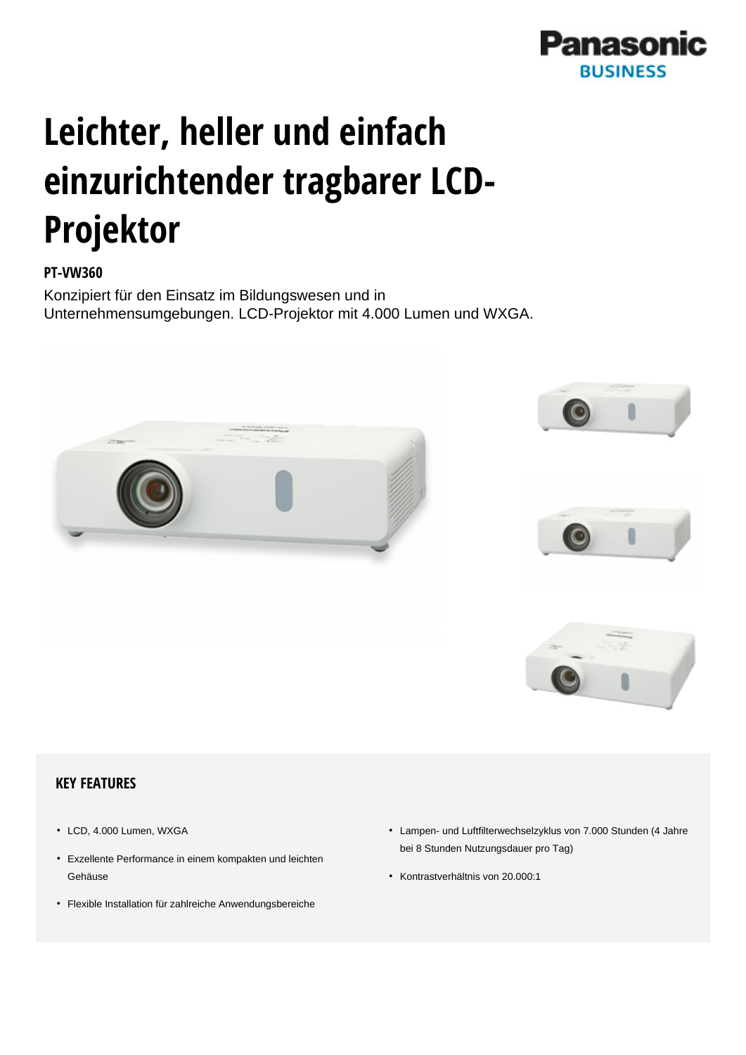# Leichter, heller und einfach einzurichtender tragbarer LCD-Projektor

**PT-VW360**

Konzipiert für den Einsatz im Bildungswesen und in Unternehmensumgebungen. LCD-Projektor mit 4.000 Lumen und WXGA.

## KEY FEATURES

- LCD, 4.000 Lumen, WXGA
- Exzellente Performance in einem kompakten und leichten Gehäuse
- Flexible Installation für zahlreiche Anwendungsbereiche
- Lampen- und Luftfilterwechselzyklus von 7.000 Stunden (4 Jahre bei 8 Stunden Nutzungsdauer pro Tag)
- Kontrastverhältnis von 20.000:1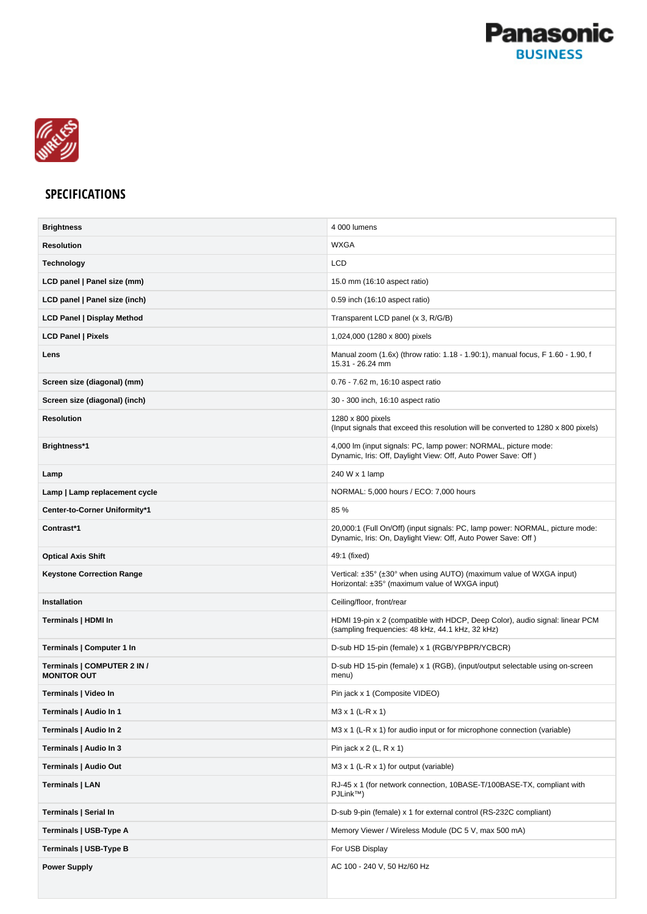## SPECIFICATIONS

| | |
|---|---|
| **Brightness** | 4 000 lumens |
| **Resolution** | WXGA |
| **Technology** | LCD |
| **LCD panel \| Panel size (mm)** | 15.0 mm (16:10 aspect ratio) |
| **LCD panel \| Panel size (inch)** | 0.59 inch (16:10 aspect ratio) |
| **LCD Panel \| Display Method** | Transparent LCD panel (x 3, R/G/B) |
| **LCD Panel \| Pixels** | 1,024,000 (1280 x 800) pixels |
| **Lens** | Manual zoom (1.6x) (throw ratio: 1.18 - 1.90:1), manual focus, F 1.60 - 1.90, f 15.31 - 26.24 mm |
| **Screen size (diagonal) (mm)** | 0.76 - 7.62 m, 16:10 aspect ratio |
| **Screen size (diagonal) (inch)** | 30 - 300 inch, 16:10 aspect ratio |
| **Resolution** | 1280 x 800 pixels<br>(Input signals that exceed this resolution will be converted to 1280 x 800 pixels) |
| **Brightness*1** | 4,000 lm (input signals: PC, lamp power: NORMAL, picture mode: Dynamic, Iris: Off, Daylight View: Off, Auto Power Save: Off ) |
| **Lamp** | 240 W x 1 lamp |
| **Lamp \| Lamp replacement cycle** | NORMAL: 5,000 hours / ECO: 7,000 hours |
| **Center-to-Corner Uniformity*1** | 85 % |
| **Contrast*1** | 20,000:1 (Full On/Off) (input signals: PC, lamp power: NORMAL, picture mode: Dynamic, Iris: On, Daylight View: Off, Auto Power Save: Off ) |
| **Optical Axis Shift** | 49:1 (fixed) |
| **Keystone Correction Range** | Vertical: ±35° (±30° when using AUTO) (maximum value of WXGA input)<br>Horizontal: ±35° (maximum value of WXGA input) |
| **Installation** | Ceiling/floor, front/rear |
| **Terminals \| HDMI In** | HDMI 19-pin x 2 (compatible with HDCP, Deep Color), audio signal: linear PCM (sampling frequencies: 48 kHz, 44.1 kHz, 32 kHz) |
| **Terminals \| Computer 1 In** | D-sub HD 15-pin (female) x 1 (RGB/YPBPR/YCBCR) |
| **Terminals \| COMPUTER 2 IN / MONITOR OUT** | D-sub HD 15-pin (female) x 1 (RGB), (input/output selectable using on-screen menu) |
| **Terminals \| Video In** | Pin jack x 1 (Composite VIDEO) |
| **Terminals \| Audio In 1** | M3 x 1 (L-R x 1) |
| **Terminals \| Audio In 2** | M3 x 1 (L-R x 1) for audio input or for microphone connection (variable) |
| **Terminals \| Audio In 3** | Pin jack x 2 (L, R x 1) |
| **Terminals \| Audio Out** | M3 x 1 (L-R x 1) for output (variable) |
| **Terminals \| LAN** | RJ-45 x 1 (for network connection, 10BASE-T/100BASE-TX, compliant with PJLink™) |
| **Terminals \| Serial In** | D-sub 9-pin (female) x 1 for external control (RS-232C compliant) |
| **Terminals \| USB-Type A** | Memory Viewer / Wireless Module (DC 5 V, max 500 mA) |
| **Terminals \| USB-Type B** | For USB Display |
| **Power Supply** | AC 100 - 240 V, 50 Hz/60 Hz |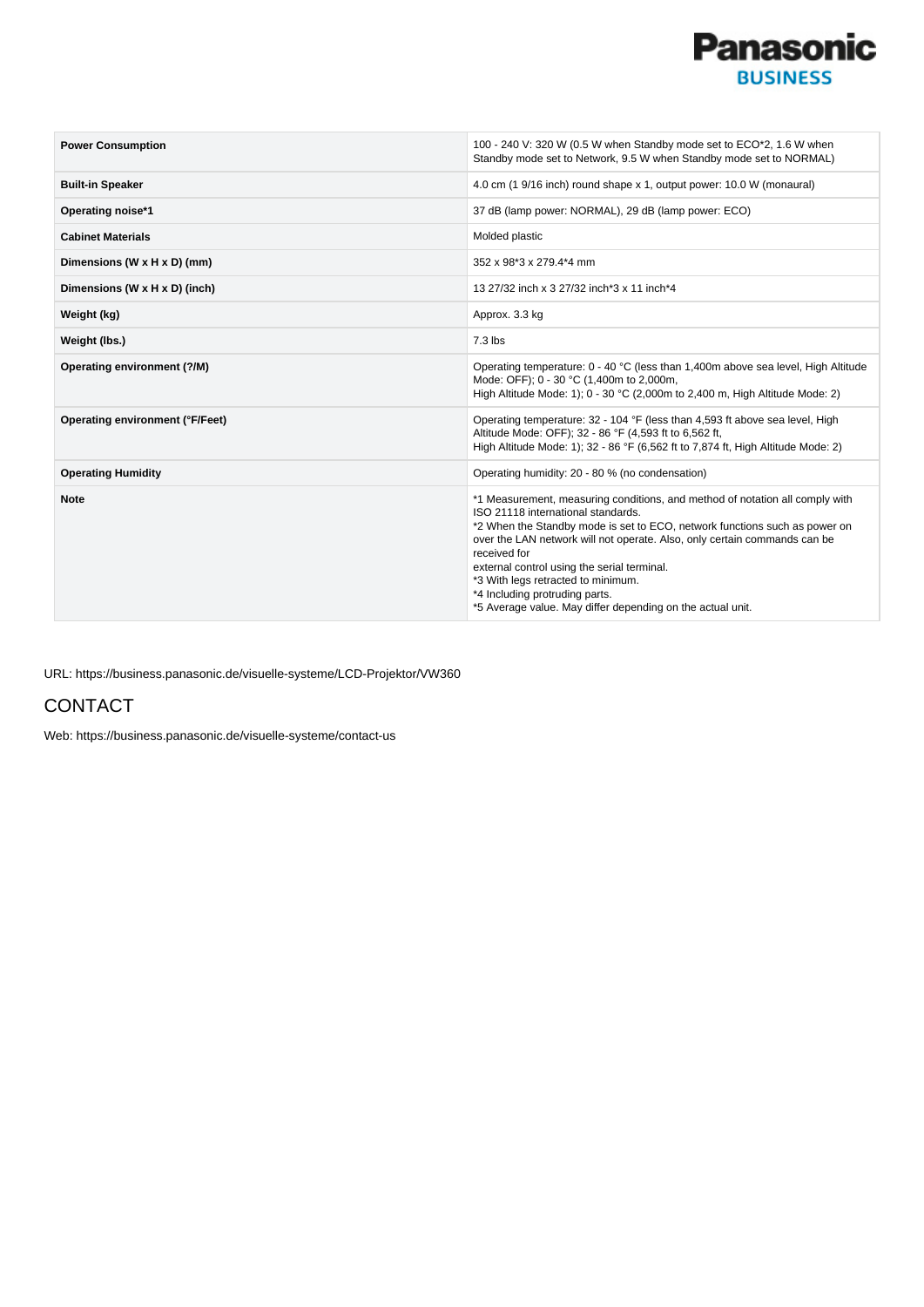| | |
|---|---|
| **Power Consumption** | 100 - 240 V: 320 W (0.5 W when Standby mode set to ECO*2, 1.6 W when Standby mode set to Network, 9.5 W when Standby mode set to NORMAL) |
| **Built-in Speaker** | 4.0 cm (1 9/16 inch) round shape x 1, output power: 10.0 W (monaural) |
| **Operating noise*1** | 37 dB (lamp power: NORMAL), 29 dB (lamp power: ECO) |
| **Cabinet Materials** | Molded plastic |
| **Dimensions (W x H x D) (mm)** | 352 x 98*3 x 279.4*4 mm |
| **Dimensions (W x H x D) (inch)** | 13 27/32 inch x 3 27/32 inch*3 x 11 inch*4 |
| **Weight (kg)** | Approx. 3.3 kg |
| **Weight (lbs.)** | 7.3 lbs |
| **Operating environment (?/M)** | Operating temperature: 0 - 40 °C (less than 1,400m above sea level, High Altitude Mode: OFF); 0 - 30 °C (1,400m to 2,000m, High Altitude Mode: 1); 0 - 30 °C (2,000m to 2,400 m, High Altitude Mode: 2) |
| **Operating environment (°F/Feet)** | Operating temperature: 32 - 104 °F (less than 4,593 ft above sea level, High Altitude Mode: OFF); 32 - 86 °F (4,593 ft to 6,562 ft, High Altitude Mode: 1); 32 - 86 °F (6,562 ft to 7,874 ft, High Altitude Mode: 2) |
| **Operating Humidity** | Operating humidity: 20 - 80 % (no condensation) |
| **Note** | *1 Measurement, measuring conditions, and method of notation all comply with ISO 21118 international standards.<br>*2 When the Standby mode is set to ECO, network functions such as power on over the LAN network will not operate. Also, only certain commands can be received for external control using the serial terminal.<br>*3 With legs retracted to minimum.<br>*4 Including protruding parts.<br>*5 Average value. May differ depending on the actual unit. |

URL: https://business.panasonic.de/visuelle-systeme/LCD-Projektor/VW360

## CONTACT

Web: https://business.panasonic.de/visuelle-systeme/contact-us